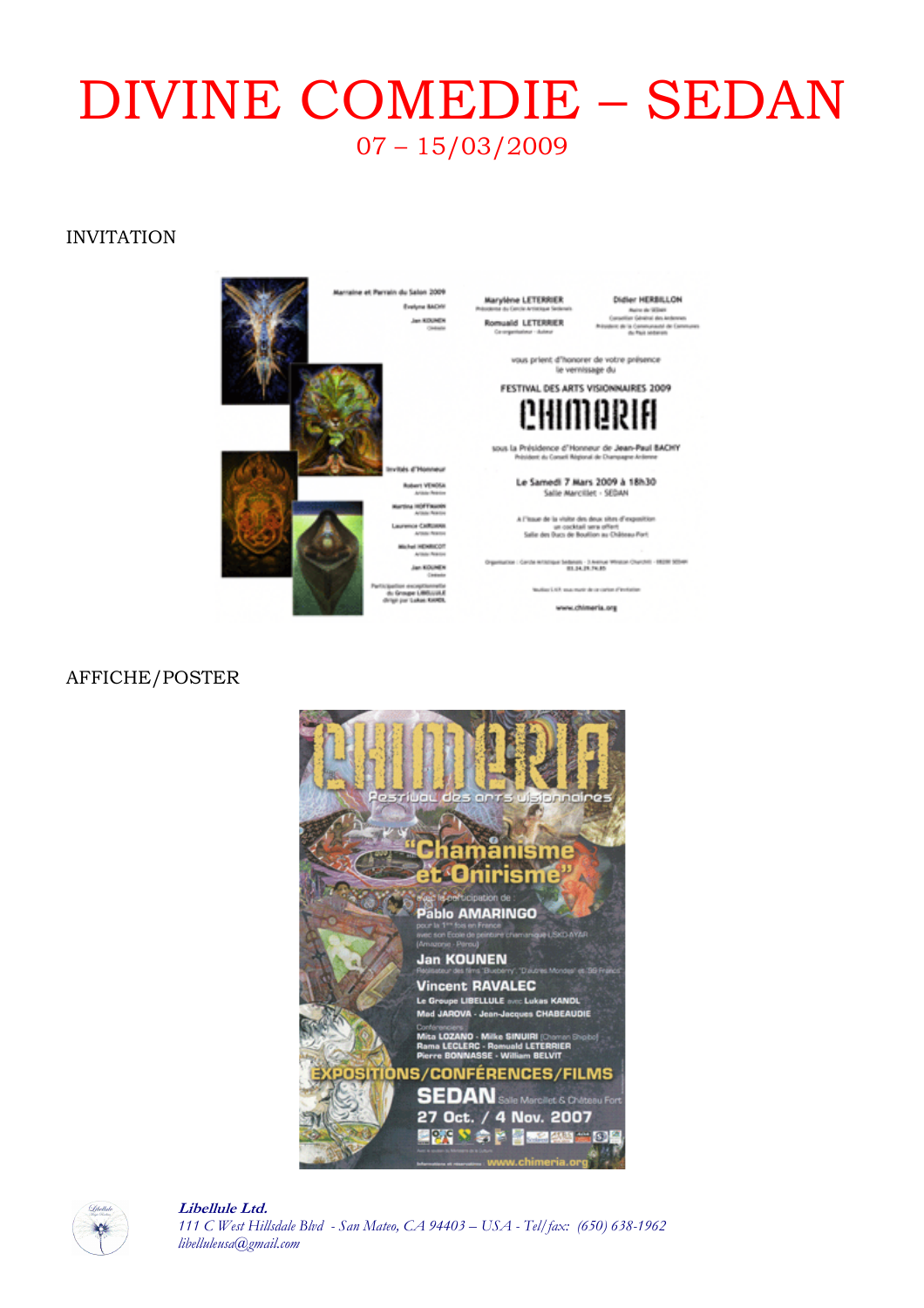# DIVINE COMEDIE – SEDAN

07 – 15/03/2009

INVITATION

AFFICHE/POSTER

***Libellule Ltd.***
*111 C West Hillsdale Blvd - San Mateo, CA 94403 – USA - Tel/fax: (650) 638-1962*
*libelluleusa@gmail.com*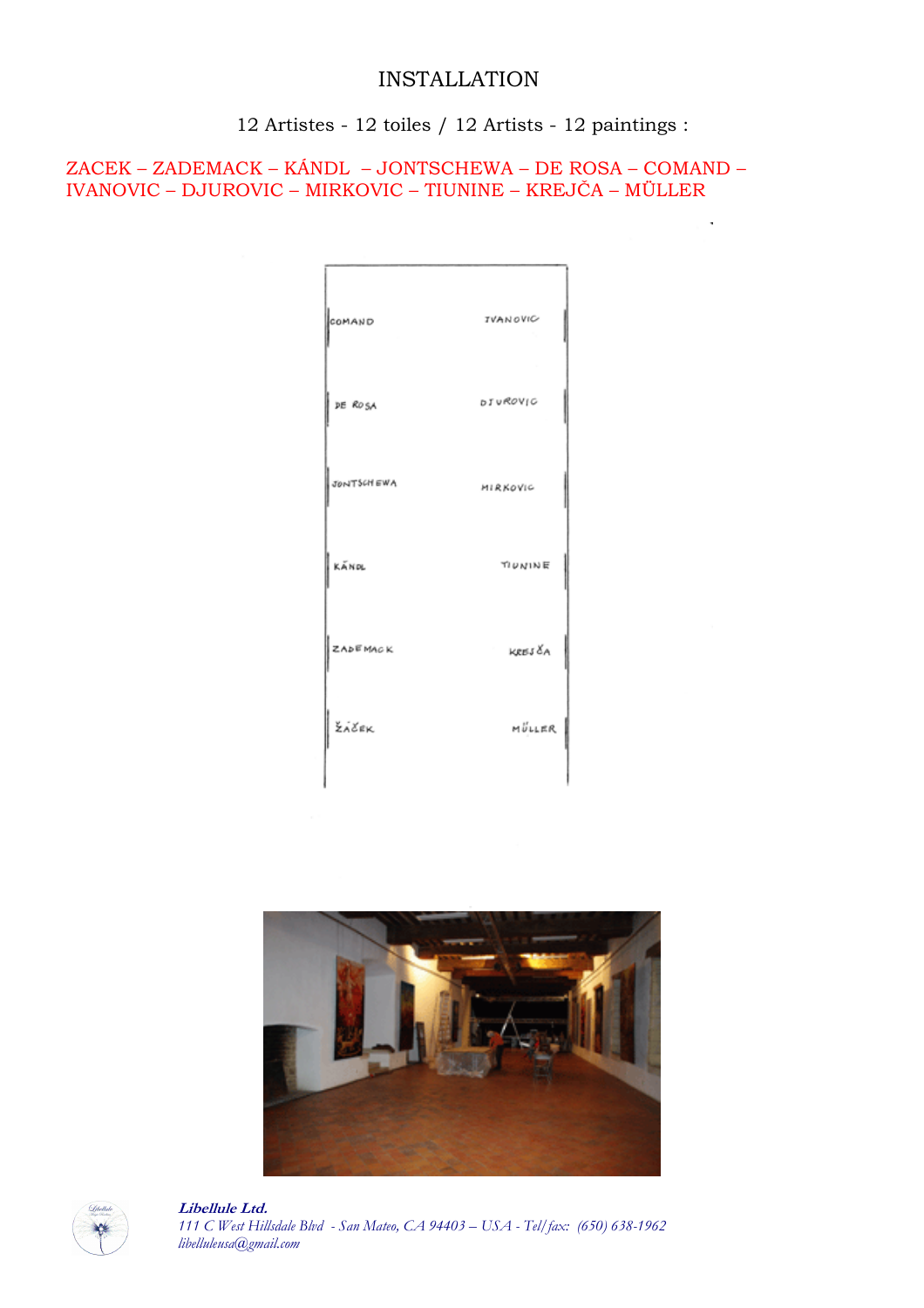# INSTALLATION

12 Artistes - 12 toiles / 12 Artists - 12 paintings :

ZACEK – ZADEMACK – KÁNDL – JONTSCHEWA – DE ROSA – COMAND – IVANOVIC – DJUROVIC – MIRKOVIC – TIUNINE – KREJČA – MÜLLER

| | |
|---|---|
| COMAND | IVANOVIC |
| DE ROSA | DJUROVIC |
| JONTSCHEWA | MIRKOVIC |
| KÄNDL | TIUNINE |
| ZADEMACK | KREJČA |
| ŽÁČEK | MÜLLER |

***Libellule Ltd.***
*111 C West Hillsdale Blvd - San Mateo, CA 94403 – USA - Tel/fax: (650) 638-1962*
*libelluleusa@gmail.com*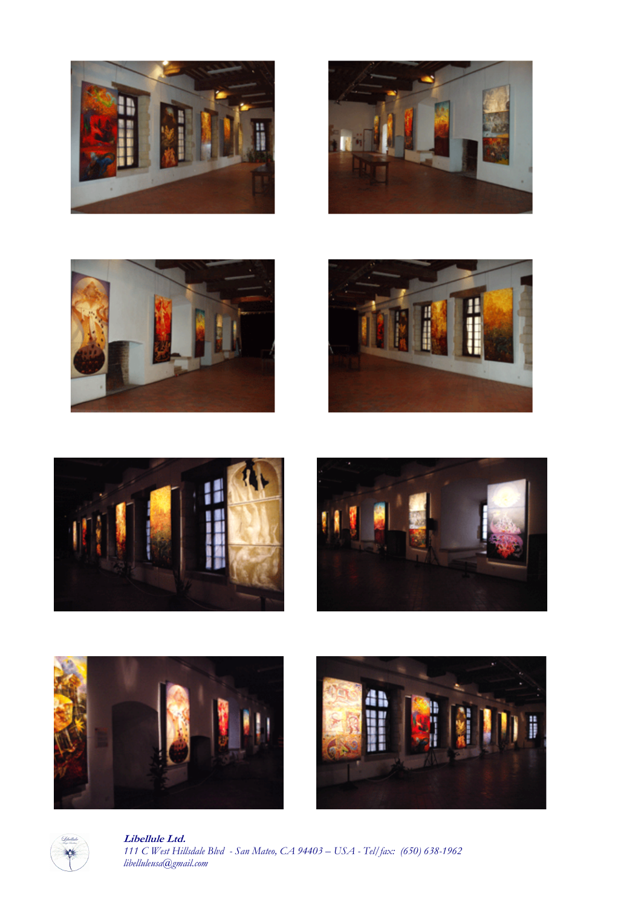**Libellule Ltd.**
*111 C West Hillsdale Blvd - San Mateo, CA 94403 – USA - Tel/fax: (650) 638-1962*
*libelluleusa@gmail.com*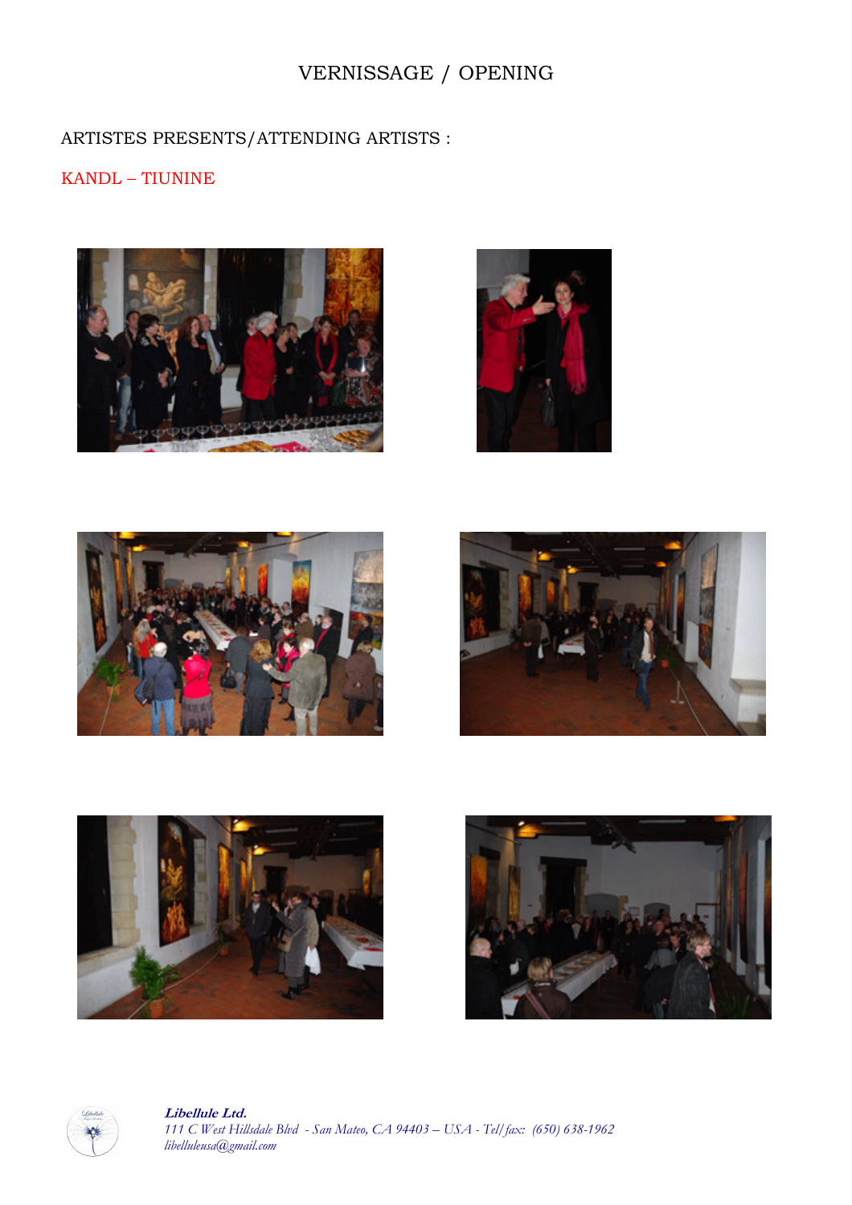# VERNISSAGE / OPENING

ARTISTES PRESENTS/ATTENDING ARTISTS :

KANDL – TIUNINE

***Libellule Ltd.***
*111 C West Hillsdale Blvd - San Mateo, CA 94403 – USA - Tel/fax: (650) 638-1962*
*libelluleusa@gmail.com*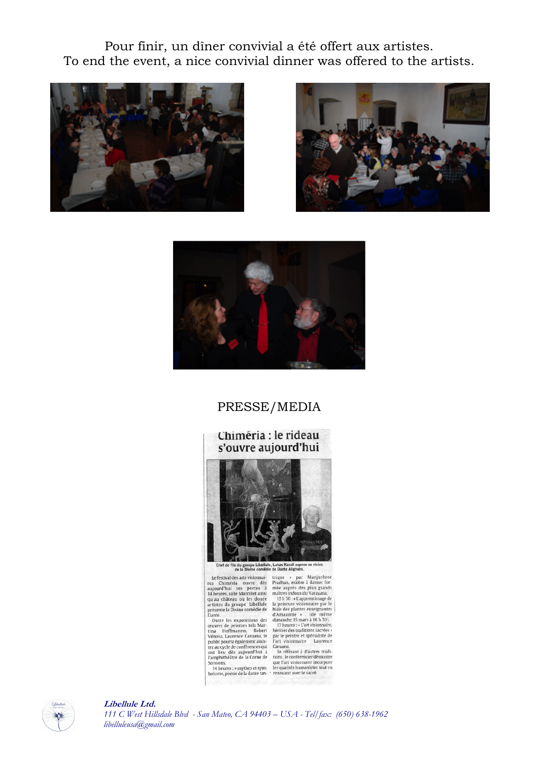Pour finir, un dîner convivial a été offert aux artistes.
To end the event, a nice convivial dinner was offered to the artists.

## PRESSE/MEDIA

### Chiméria : le rideau s'ouvre aujourd'hui

Chef de file du groupe Libellule, Lukas Kandl expose sa vision de la Divine comédie de Dante Alighiéri.

Le festival des arts visionnaires Chiméria ouvre dès aujourd'hui ses portes à 14 heures, salle Marcillet ainsi qu'au château où les douze artistes du groupe Libellule présente la Divine comédie de Dante.

Outre les expositions des œuvres de peintres tels Martina Hoffmannn, Robert Vénosa, Laurence Caruana, le public pourra également assister au cycle de conférences qui ont lieu dès aujourd'hui à l'amphithéâtre de la Corne de Soissons.

14 heures : « mythes et symbolisme, poésie de la danse tantrique » par Manjushree Pradhan, maître à danser formée auprès des plus grands maîtres indous du Varayana.

15 h 30 : « L'apprentissage de la peinture visionnaire par le biais des plantes enseignantes d'Amazonie » . (de même dimanche 15 mars à 16 h 30).

17 heures : « L'art visionnaire, héritier des traditions sacrées » par le peintre et spécialiste de l'art visionnaire Laurence Caruana.

Se référant à d'autres traditions, le conférencier démontre que l'art visionnaire incorpore les qualités humanistes tout en renouant avec le sacré.

**Libellule Ltd.**
*111 C West Hillsdale Blvd - San Mateo, CA 94403 – USA - Tel/fax: (650) 638-1962*
*libelluleusa@gmail.com*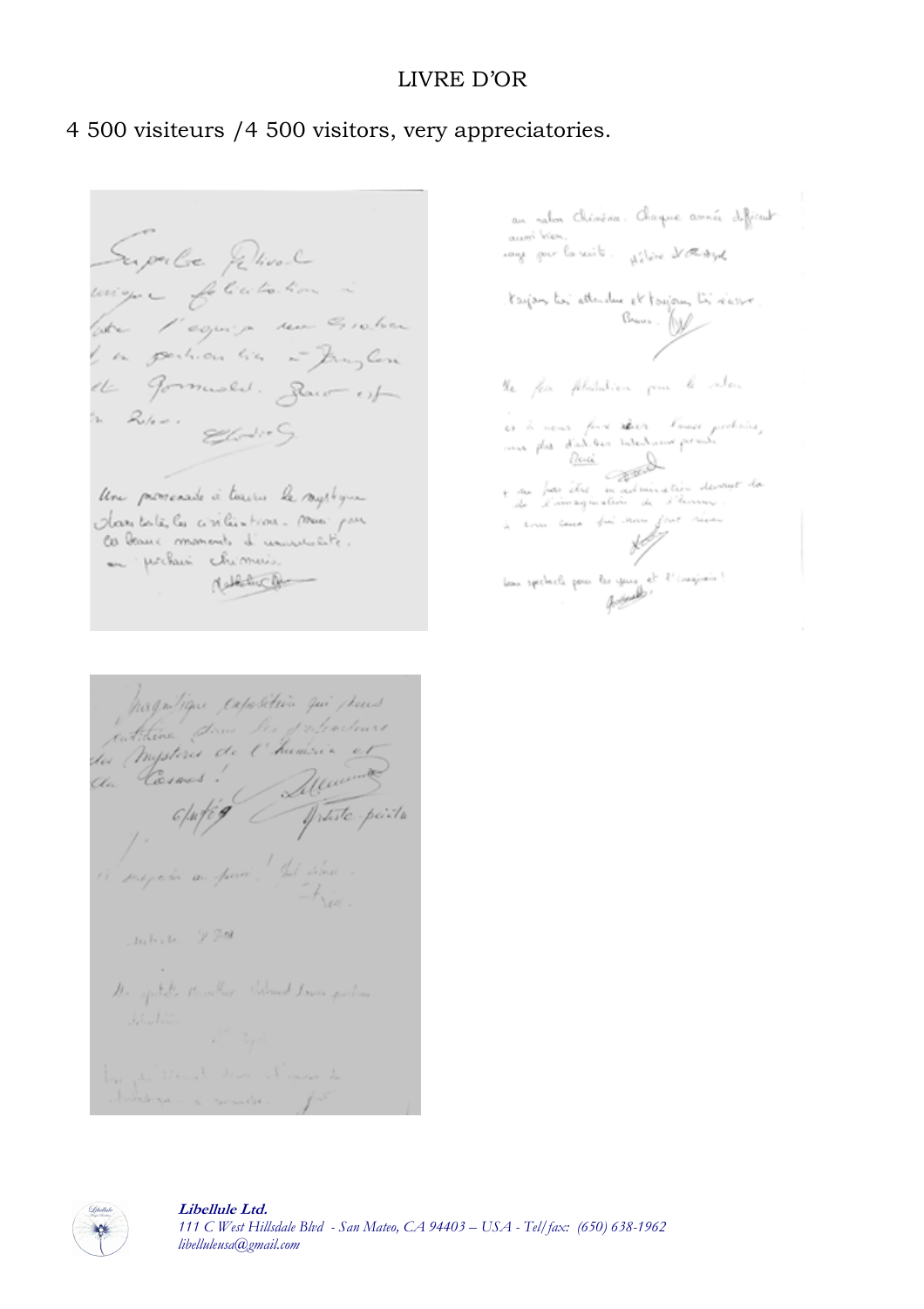# LIVRE D'OR

4 500 visiteurs /4 500 visitors, very appreciatories.

Une promenade à travers le mythique dans toutes les civilisations. Merci pour ces beaux moments d'universalité. Au prochain Chiméra.

Toujours très attendu et toujours très réussi. Bravo.

Beau spectacle pour les yeux et l'imaginaire !

Magnifique exposition qui nous entraîne dans les profondeurs des Mystères de l'humain et du Cosmos !

Artiste peintre